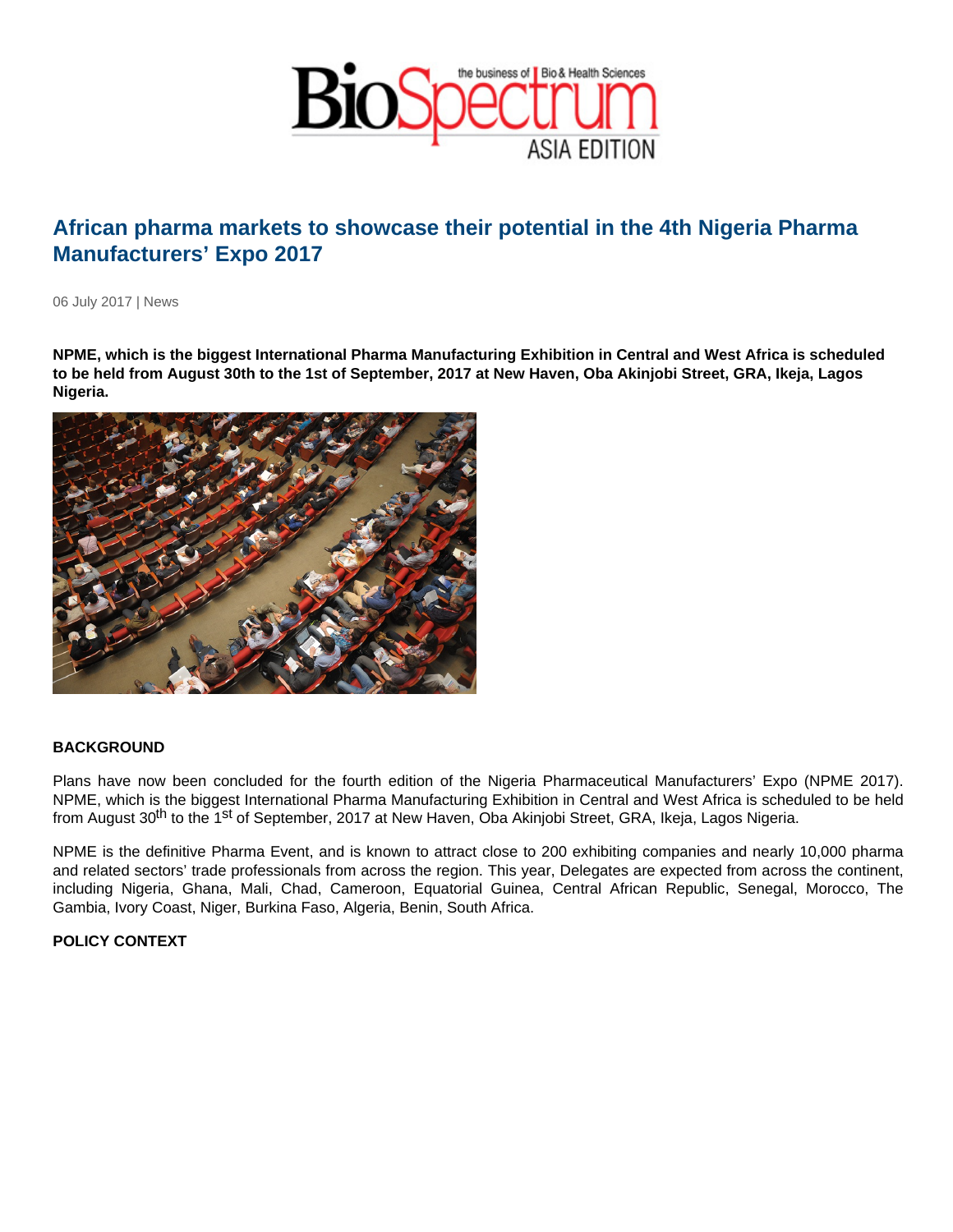# African pharma markets to showcase their potential in the 4th Nigeria Pharma Manufacturers' Expo 2017

06 July 2017 | News

**NPME, which is the biggest International Pharma Manufacturing Exhibition in Central and West Africa is scheduled to be held from August 30th to the 1st of September, 2017 at New Haven, Oba Akinjobi Street, GRA, Ikeja, Lagos Nigeria.**

## BACKGROUND

Plans have now been concluded for the fourth edition of the Nigeria Pharmaceutical Manufacturers' Expo (NPME 2017). NPME, which is the biggest International Pharma Manufacturing Exhibition in Central and West Africa is scheduled to be held from August 30th to the 1st of September, 2017 at New Haven, Oba Akinjobi Street, GRA, Ikeja, Lagos Nigeria.

NPME is the definitive Pharma Event, and is known to attract close to 200 exhibiting companies and nearly 10,000 pharma and related sectors' trade professionals from across the region. This year, Delegates are expected from across the continent, including Nigeria, Ghana, Mali, Chad, Cameroon, Equatorial Guinea, Central African Republic, Senegal, Morocco, The Gambia, Ivory Coast, Niger, Burkina Faso, Algeria, Benin, South Africa.

## POLICY CONTEXT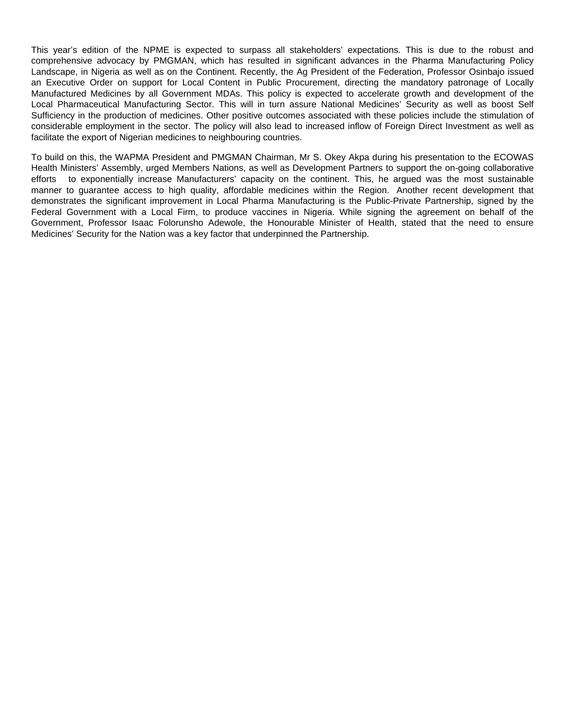This year's edition of the NPME is expected to surpass all stakeholders' expectations. This is due to the robust and comprehensive advocacy by PMGMAN, which has resulted in significant advances in the Pharma Manufacturing Policy Landscape, in Nigeria as well as on the Continent. Recently, the Ag President of the Federation, Professor Osinbajo issued an Executive Order on support for Local Content in Public Procurement, directing the mandatory patronage of Locally Manufactured Medicines by all Government MDAs. This policy is expected to accelerate growth and development of the Local Pharmaceutical Manufacturing Sector. This will in turn assure National Medicines' Security as well as boost Self Sufficiency in the production of medicines. Other positive outcomes associated with these policies include the stimulation of considerable employment in the sector. The policy will also lead to increased inflow of Foreign Direct Investment as well as facilitate the export of Nigerian medicines to neighbouring countries.

To build on this, the WAPMA President and PMGMAN Chairman, Mr S. Okey Akpa during his presentation to the ECOWAS Health Ministers' Assembly, urged Members Nations, as well as Development Partners to support the on-going collaborative efforts to exponentially increase Manufacturers' capacity on the continent. This, he argued was the most sustainable manner to guarantee access to high quality, affordable medicines within the Region. Another recent development that demonstrates the significant improvement in Local Pharma Manufacturing is the Public-Private Partnership, signed by the Federal Government with a Local Firm, to produce vaccines in Nigeria. While signing the agreement on behalf of the Government, Professor Isaac Folorunsho Adewole, the Honourable Minister of Health, stated that the need to ensure Medicines' Security for the Nation was a key factor that underpinned the Partnership.